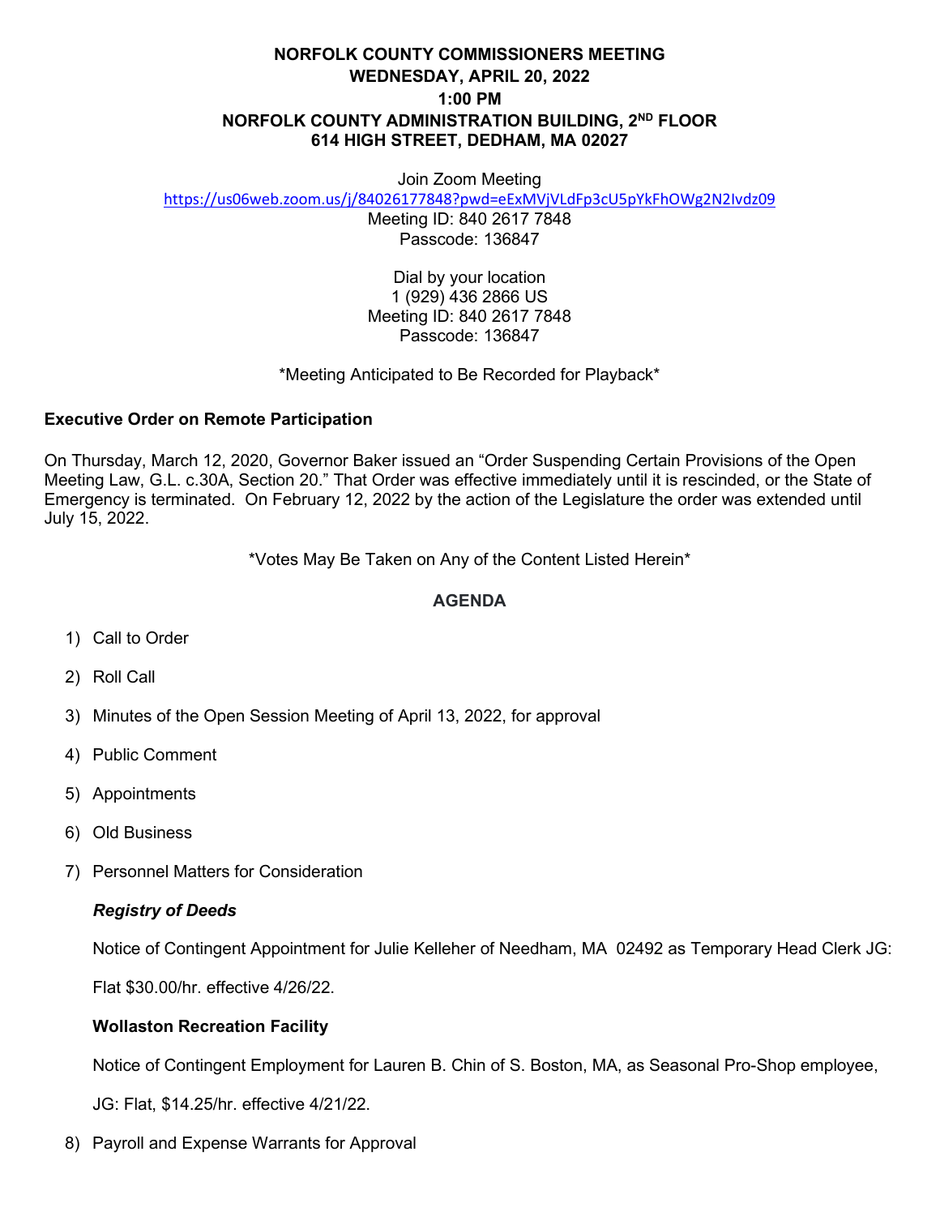# NORFOLK COUNTY COMMISSIONERS MEETING
## WEDNESDAY, APRIL 20, 2022
## 1:00 PM
## NORFOLK COUNTY ADMINISTRATION BUILDING, 2ND FLOOR
## 614 HIGH STREET, DEDHAM, MA 02027

Join Zoom Meeting
https://us06web.zoom.us/j/84026177848?pwd=eExMVjVLdFp3cU5pYkFhOWg2N2Ivdz09
Meeting ID: 840 2617 7848
Passcode: 136847

Dial by your location
1 (929) 436 2866 US
Meeting ID: 840 2617 7848
Passcode: 136847

*Meeting Anticipated to Be Recorded for Playback*

**Executive Order on Remote Participation**

On Thursday, March 12, 2020, Governor Baker issued an "Order Suspending Certain Provisions of the Open Meeting Law, G.L. c.30A, Section 20." That Order was effective immediately until it is rescinded, or the State of Emergency is terminated. On February 12, 2022 by the action of the Legislature the order was extended until July 15, 2022.

*Votes May Be Taken on Any of the Content Listed Herein*

## AGENDA

1) Call to Order
2) Roll Call
3) Minutes of the Open Session Meeting of April 13, 2022, for approval
4) Public Comment
5) Appointments
6) Old Business
7) Personnel Matters for Consideration

   ***Registry of Deeds***

   Notice of Contingent Appointment for Julie Kelleher of Needham, MA 02492 as Temporary Head Clerk JG: Flat $30.00/hr. effective 4/26/22.

   **Wollaston Recreation Facility**

   Notice of Contingent Employment for Lauren B. Chin of S. Boston, MA, as Seasonal Pro-Shop employee, JG: Flat, $14.25/hr. effective 4/21/22.

8) Payroll and Expense Warrants for Approval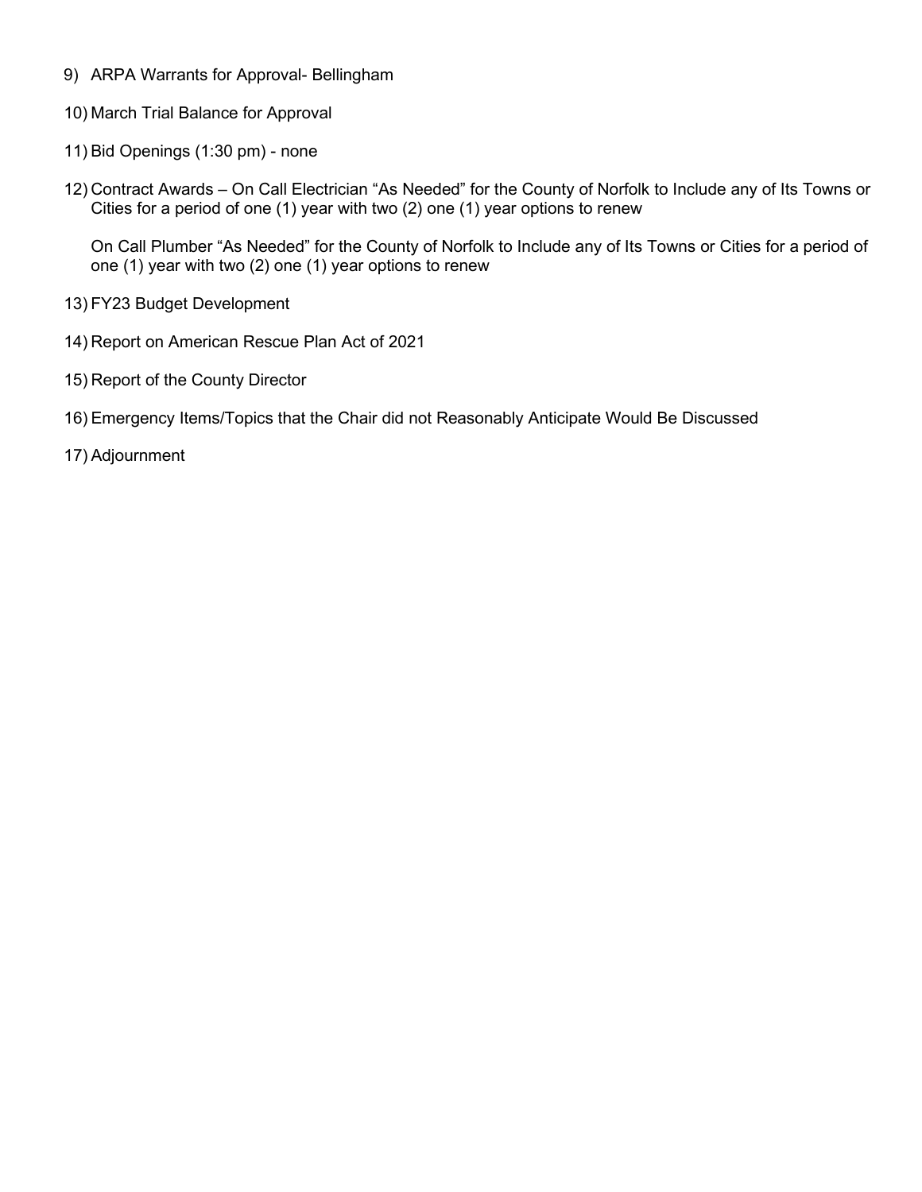9) ARPA Warrants for Approval- Bellingham

10) March Trial Balance for Approval

11) Bid Openings (1:30 pm) - none

12) Contract Awards – On Call Electrician “As Needed” for the County of Norfolk to Include any of Its Towns or Cities for a period of one (1) year with two (2) one (1) year options to renew

    On Call Plumber “As Needed” for the County of Norfolk to Include any of Its Towns or Cities for a period of one (1) year with two (2) one (1) year options to renew

13) FY23 Budget Development

14) Report on American Rescue Plan Act of 2021

15) Report of the County Director

16) Emergency Items/Topics that the Chair did not Reasonably Anticipate Would Be Discussed

17) Adjournment